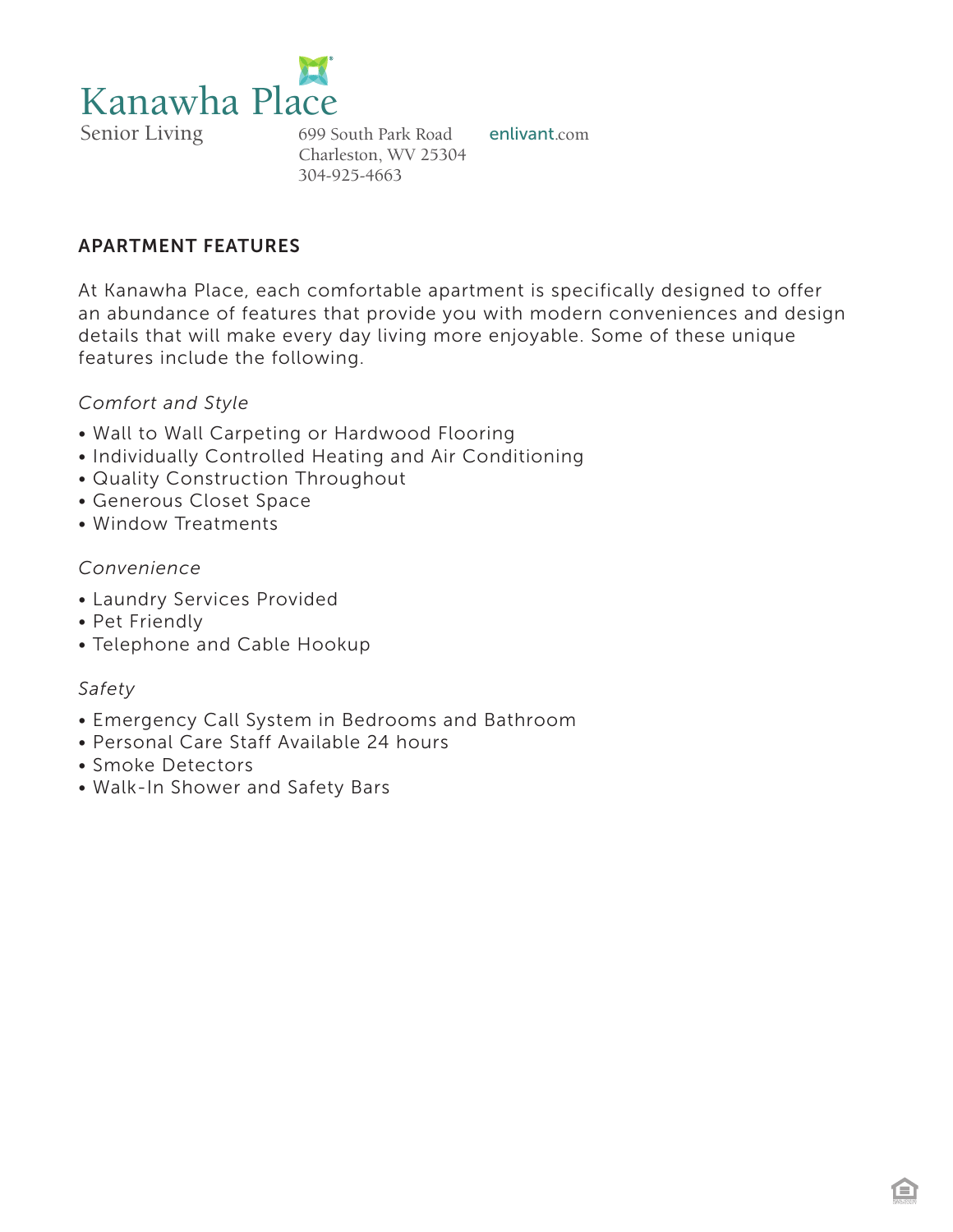# Kanawha Place

Senior Living

699 South Park Road
Charleston, WV 25304
304-925-4663

enlivant.com

## APARTMENT FEATURES

At Kanawha Place, each comfortable apartment is specifically designed to offer an abundance of features that provide you with modern conveniences and design details that will make every day living more enjoyable. Some of these unique features include the following.

*Comfort and Style*

- Wall to Wall Carpeting or Hardwood Flooring
- Individually Controlled Heating and Air Conditioning
- Quality Construction Throughout
- Generous Closet Space
- Window Treatments

*Convenience*

- Laundry Services Provided
- Pet Friendly
- Telephone and Cable Hookup

*Safety*

- Emergency Call System in Bedrooms and Bathroom
- Personal Care Staff Available 24 hours
- Smoke Detectors
- Walk-In Shower and Safety Bars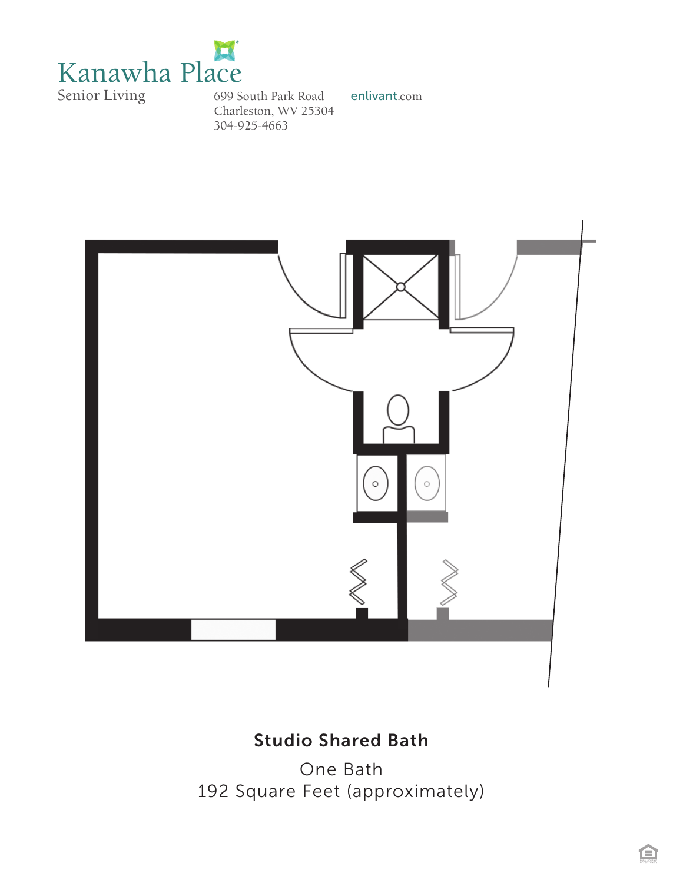# Kanawha Place

Senior Living

699 South Park Road
Charleston, WV 25304
304-925-4663

enlivant.com

**Studio Shared Bath**

One Bath
192 Square Feet (approximately)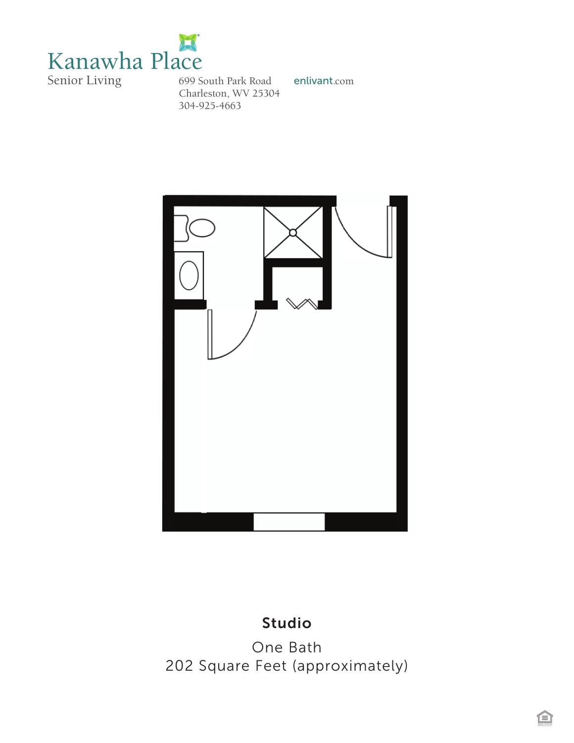# Kanawha Place

Senior Living

699 South Park Road
Charleston, WV 25304
304-925-4663

enlivant.com

**Studio**

One Bath
202 Square Feet (approximately)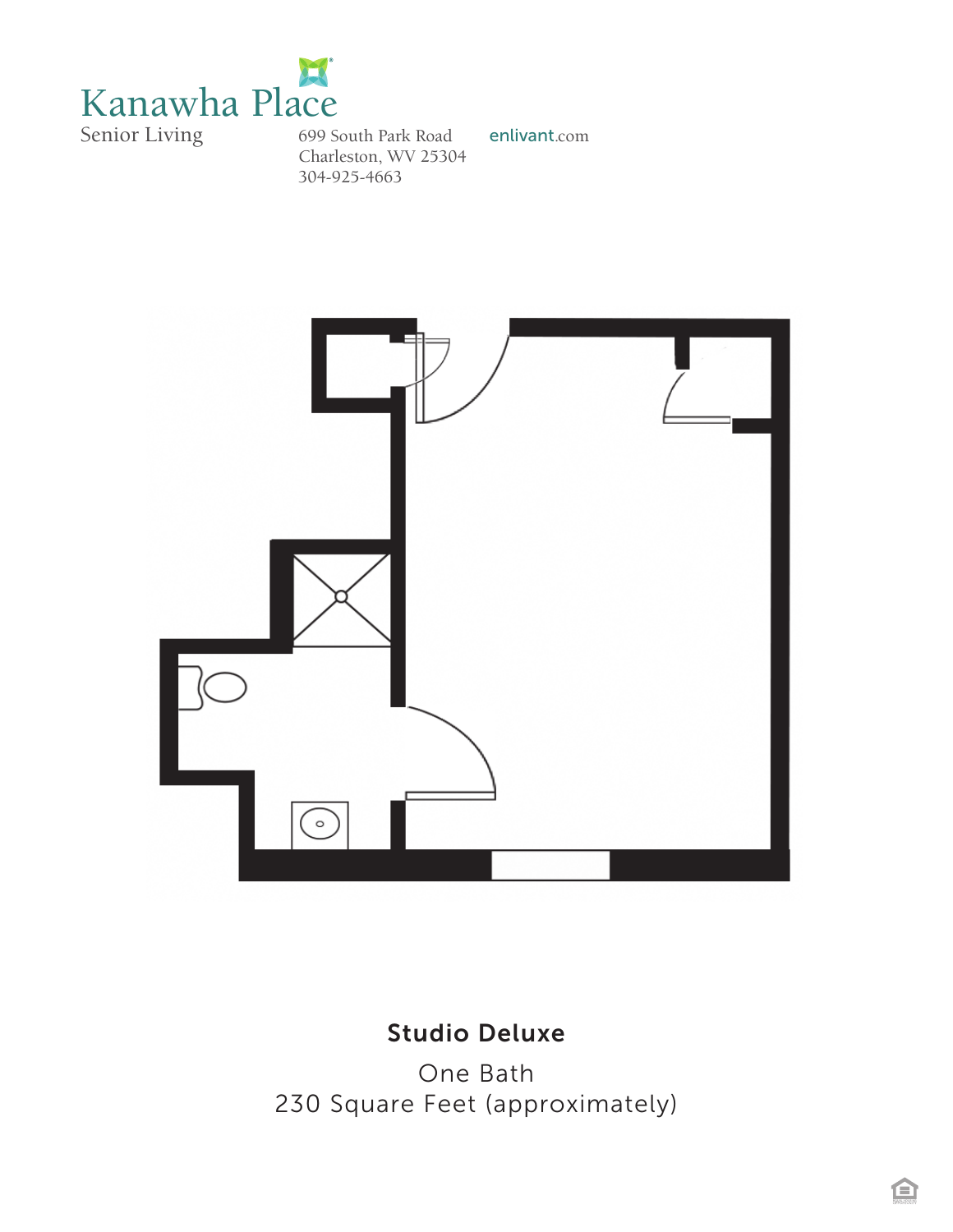# Kanawha Place

Senior Living

699 South Park Road
Charleston, WV 25304
304-925-4663

enlivant.com

**Studio Deluxe**

One Bath
230 Square Feet (approximately)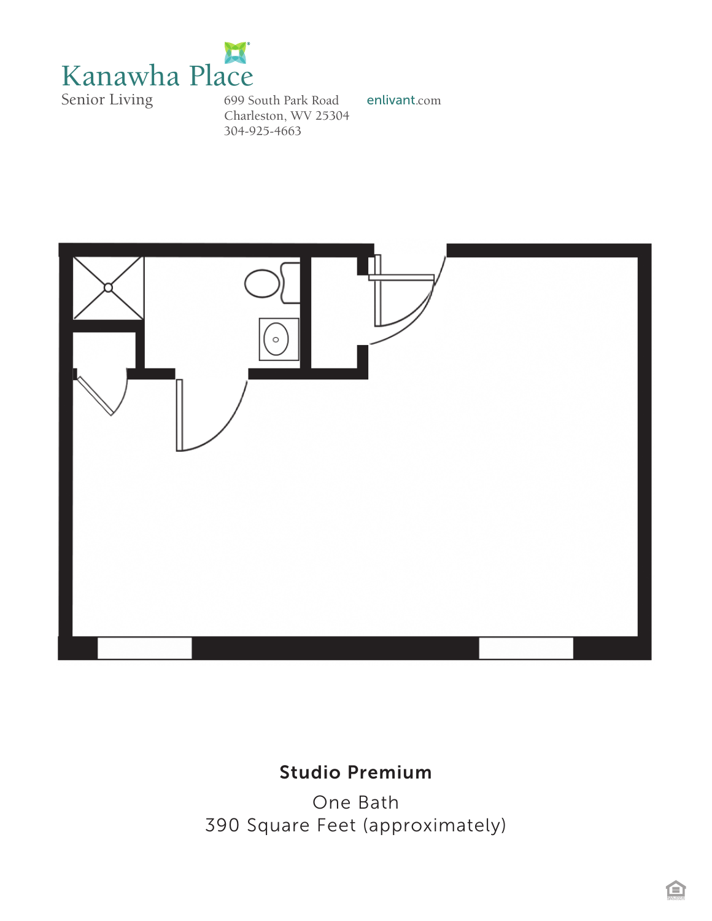# Kanawha Place

Senior Living

699 South Park Road
Charleston, WV 25304
304-925-4663

enlivant.com

**Studio Premium**

One Bath
390 Square Feet (approximately)